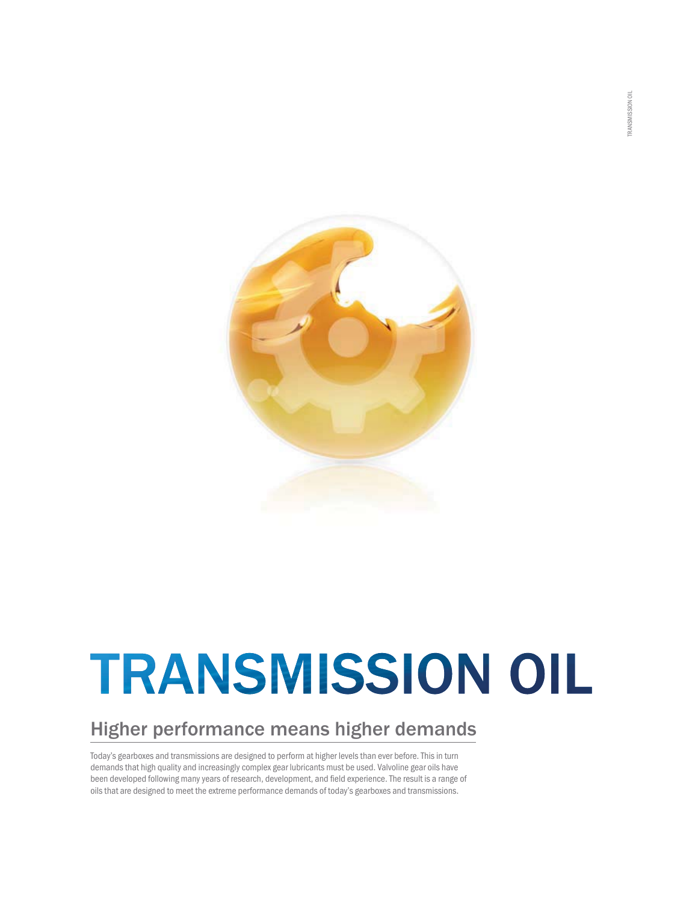# TRANSMISSION OIL

## Higher performance means higher demands

Today's gearboxes and transmissions are designed to perform at higher levels than ever before. This in turn demands that high quality and increasingly complex gear lubricants must be used. Valvoline gear oils have been developed following many years of research, development, and field experience. The result is a range of oils that are designed to meet the extreme performance demands of today's gearboxes and transmissions.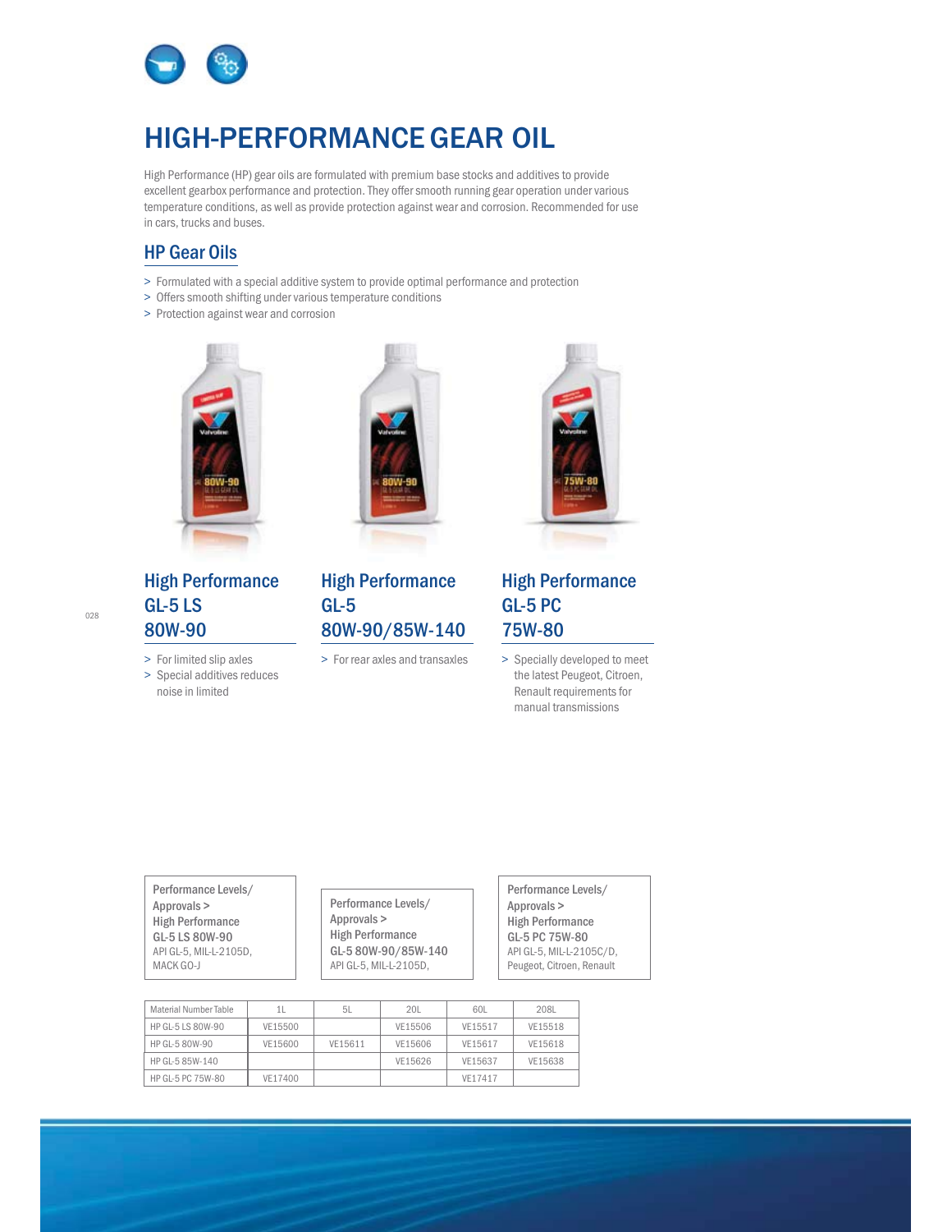# HIGH-PERFORMANCE GEAR OIL

High Performance (HP) gear oils are formulated with premium base stocks and additives to provide excellent gearbox performance and protection. They offer smooth running gear operation under various temperature conditions, as well as provide protection against wear and corrosion. Recommended for use in cars, trucks and buses.

## HP Gear Oils

> Formulated with a special additive system to provide optimal performance and protection
> Offers smooth shifting under various temperature conditions
> Protection against wear and corrosion

### High Performance GL-5 LS 80W-90

> For limited slip axles
> Special additives reduces noise in limited

### High Performance GL-5 80W-90/85W-140

> For rear axles and transaxles

### High Performance GL-5 PC 75W-80

> Specially developed to meet the latest Peugeot, Citroen, Renault requirements for manual transmissions

Performance Levels/ Approvals >
**High Performance GL-5 LS 80W-90**
API GL-5, MIL-L-2105D, MACK GO-J

Performance Levels/ Approvals >
**High Performance GL-5 80W-90/85W-140**
API GL-5, MIL-L-2105D,

Performance Levels/ Approvals >
**High Performance GL-5 PC 75W-80**
API GL-5, MIL-L-2105C/D, Peugeot, Citroen, Renault

| Material Number Table | 1L | 5L | 20L | 60L | 208L |
|---|---|---|---|---|---|
| HP GL-5 LS 80W-90 | VE15500 | | VE15506 | VE15517 | VE15518 |
| HP GL-5 80W-90 | VE15600 | VE15611 | VE15606 | VE15617 | VE15618 |
| HP GL-5 85W-140 | | | VE15626 | VE15637 | VE15638 |
| HP GL-5 PC 75W-80 | VE17400 | | | VE17417 | |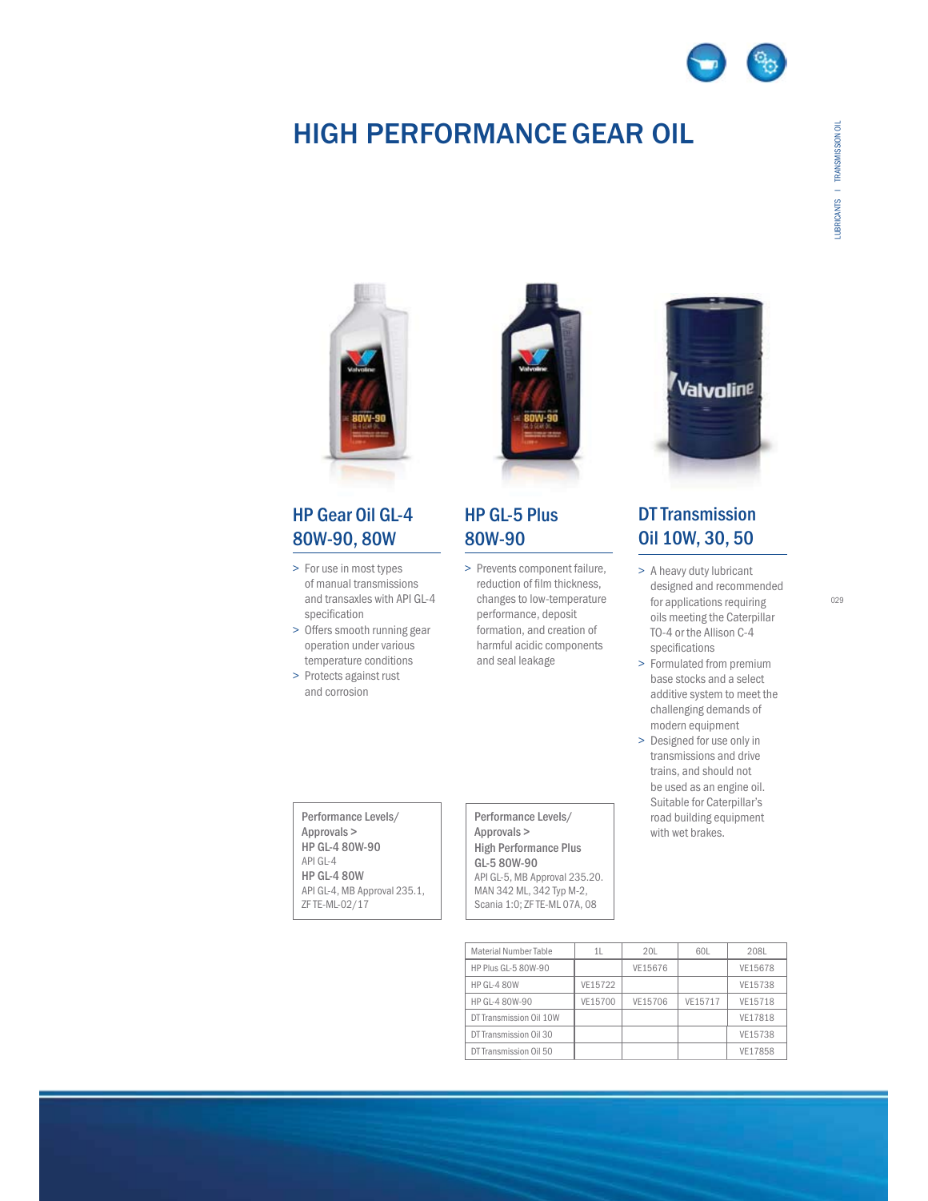# HIGH PERFORMANCE GEAR OIL

## HP Gear Oil GL-4 80W-90, 80W

- For use in most types of manual transmissions and transaxles with API GL-4 specification
- Offers smooth running gear operation under various temperature conditions
- Protects against rust and corrosion

**Performance Levels/ Approvals >**
**HP GL-4 80W-90**
API GL-4
**HP GL-4 80W**
API GL-4, MB Approval 235.1, ZF TE-ML-02/17

## HP GL-5 Plus 80W-90

- Prevents component failure, reduction of film thickness, changes to low-temperature performance, deposit formation, and creation of harmful acidic components and seal leakage

**Performance Levels/ Approvals >**
**High Performance Plus GL-5 80W-90**
API GL-5, MB Approval 235.20. MAN 342 ML, 342 Typ M-2, Scania 1:0; ZF TE-ML 07A, 08

## DT Transmission Oil 10W, 30, 50

- A heavy duty lubricant designed and recommended for applications requiring oils meeting the Caterpillar TO-4 or the Allison C-4 specifications
- Formulated from premium base stocks and a select additive system to meet the challenging demands of modern equipment
- Designed for use only in transmissions and drive trains, and should not be used as an engine oil. Suitable for Caterpillar's road building equipment with wet brakes.

| Material Number Table | 1L | 20L | 60L | 208L |
|---|---|---|---|---|
| HP Plus GL-5 80W-90 | | VE15676 | | VE15678 |
| HP GL-4 80W | VE15722 | | | VE15738 |
| HP GL-4 80W-90 | VE15700 | VE15706 | VE15717 | VE15718 |
| DT Transmission Oil 10W | | | | VE17818 |
| DT Transmission Oil 30 | | | | VE15738 |
| DT Transmission Oil 50 | | | | VE17858 |